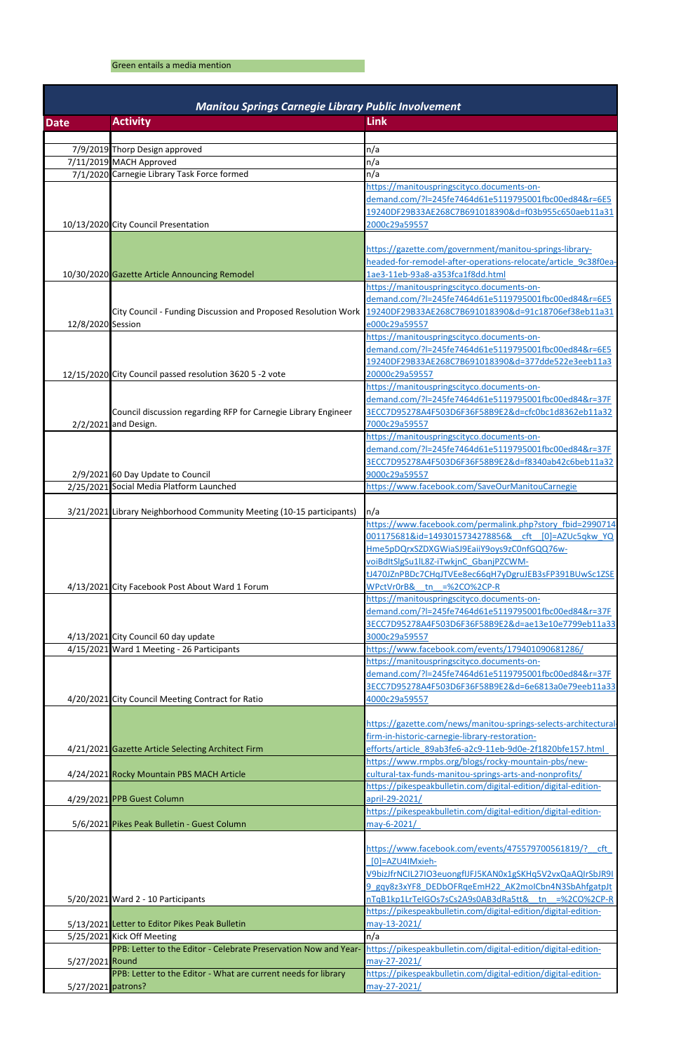Green entails a media mention

| Manitou Springs Carnegie Library Public Involvement | | |
|---|---|---|
| **Date** | **Activity** | **Link** |
| | | |
| 7/9/2019 | Thorp Design approved | n/a |
| 7/11/2019 | MACH Approved | n/a |
| 7/1/2020 | Carnegie Library Task Force formed | n/a |
| 10/13/2020 | City Council Presentation | https://manitouspringscityco.documents-on-demand.com/?l=245fe7464d61e5119795001fbc00ed84&r=6E519240DF29B33AE268C7B691018390&d=f03b955c650aeb11a312000c29a59557 |
| 10/30/2020 | Gazette Article Announcing Remodel | https://gazette.com/government/manitou-springs-library-headed-for-remodel-after-operations-relocate/article_9c38f0ea-1ae3-11eb-93a8-a353fca1f8dd.html |
| 12/8/2020 | City Council - Funding Discussion and Proposed Resolution Work Session | https://manitouspringscityco.documents-on-demand.com/?l=245fe7464d61e5119795001fbc00ed84&r=6E519240DF29B33AE268C7B691018390&d=91c18706ef38eb11a31e000c29a59557 |
| 12/15/2020 | City Council passed resolution 3620 5 -2 vote | https://manitouspringscityco.documents-on-demand.com/?l=245fe7464d61e5119795001fbc00ed84&r=6E519240DF29B33AE268C7B691018390&d=377dde522e3eeb11a320000c29a59557 |
| 2/2/2021 | Council discussion regarding RFP for Carnegie Library Engineer and Design. | https://manitouspringscityco.documents-on-demand.com/?l=245fe7464d61e5119795001fbc00ed84&r=37F3ECC7D95278A4F503D6F36F58B9E2&d=cfc0bc1d8362eb11a327000c29a59557 |
| 2/9/2021 | 60 Day Update to Council | https://manitouspringscityco.documents-on-demand.com/?l=245fe7464d61e5119795001fbc00ed84&r=37F3ECC7D95278A4F503D6F36F58B9E2&d=f8340ab42c6beb11a329000c29a59557 |
| 2/25/2021 | Social Media Platform Launched | https://www.facebook.com/SaveOurManitouCarnegie |
| 3/21/2021 | Library Neighborhood Community Meeting (10-15 participants) | n/a |
| 4/13/2021 | City Facebook Post About Ward 1 Forum | https://www.facebook.com/permalink.php?story_fbid=2990714001175681&id=1493015734278856&__cft__[0]=AZUc5qkw_YQHme5pDQrxSZDXGWiaSJ9EaiiY9oys9zC0nfGQQ76w-voiBdltSlgSu1lL8Z-iTwkjnC_GbanjPZCWM-tJ470JZnPBDc7CHqJTVEe8ec66qH7yDgruJEB3sFP391BUwSc1ZSEWPctVr0rB&__tn__=%2CO%2CP-R |
| 4/13/2021 | City Council 60 day update | https://manitouspringscityco.documents-on-demand.com/?l=245fe7464d61e5119795001fbc00ed84&r=37F3ECC7D95278A4F503D6F36F58B9E2&d=ae13e10e7799eb11a333000c29a59557 |
| 4/15/2021 | Ward 1 Meeting - 26 Participants | https://www.facebook.com/events/179401090681286/ |
| 4/20/2021 | City Council Meeting Contract for Ratio | https://manitouspringscityco.documents-on-demand.com/?l=245fe7464d61e5119795001fbc00ed84&r=37F3ECC7D95278A4F503D6F36F58B9E2&d=6e6813a0e79eeb11a334000c29a59557 |
| 4/21/2021 | Gazette Article Selecting Architect Firm | https://gazette.com/news/manitou-springs-selects-architectural-firm-in-historic-carnegie-library-restoration-efforts/article_89ab3fe6-a2c9-11eb-9d0e-2f1820bfe157.html |
| 4/24/2021 | Rocky Mountain PBS MACH Article | https://www.rmpbs.org/blogs/rocky-mountain-pbs/new-cultural-tax-funds-manitou-springs-arts-and-nonprofits/ |
| 4/29/2021 | PPB Guest Column | https://pikespeakbulletin.com/digital-edition/digital-edition-april-29-2021/ |
| 5/6/2021 | Pikes Peak Bulletin - Guest Column | https://pikespeakbulletin.com/digital-edition/digital-edition-may-6-2021/ |
| 5/20/2021 | Ward 2 - 10 Participants | https://www.facebook.com/events/475579700561819/?__cft__[0]=AZU4IMxieh-V9bizJfrNCIL27IO3euongfIJFJ5KAN0x1gSKHq5V2vxQaAQIrSbJR9I9_gqy8z3xYF8_DEDbOFRqeEmH22_AK2moICbn4N3SbAhfgatpJtnTqB1kp1LrTeIGOs7sCs2A9s0AB3dRa5tt&__tn__=%2CO%2CP-R |
| 5/13/2021 | Letter to Editor Pikes Peak Bulletin | https://pikespeakbulletin.com/digital-edition/digital-edition-may-13-2021/ |
| 5/25/2021 | Kick Off Meeting | n/a |
| 5/27/2021 | PPB: Letter to the Editor - Celebrate Preservation Now and Year-Round | https://pikespeakbulletin.com/digital-edition/digital-edition-may-27-2021/ |
| 5/27/2021 | PPB: Letter to the Editor - What are current needs for library patrons? | https://pikespeakbulletin.com/digital-edition/digital-edition-may-27-2021/ |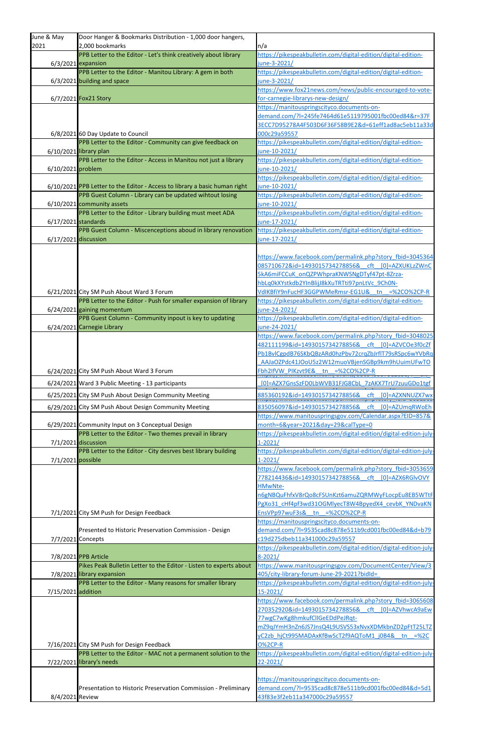| June & May 2021 | Door Hanger & Bookmarks Distribution - 1,000 door hangers, 2,000 bookmarks | n/a |
|---|---|---|
| 6/3/2021 | PPB Letter to the Editor - Let's think creatively about library expansion | https://pikespeakbulletin.com/digital-edition/digital-edition-june-3-2021/ |
| 6/3/2021 | PPB Letter to the Editor - Manitou Library: A gem in both building and space | https://pikespeakbulletin.com/digital-edition/digital-edition-june-3-2021/ |
| 6/7/2021 | Fox21 Story | https://www.fox21news.com/news/public-encouraged-to-vote-for-carnegie-librarys-new-design/ |
| 6/8/2021 | 60 Day Update to Council | https://manitouspringscityco.documents-on-demand.com/?l=245fe7464d61e5119795001fbc00ed84&r=37F3ECC7D95278A4F503D6F36F58B9E2&d=61eff1ad8ac5eb11a33d000c29a59557 |
| 6/10/2021 | PPB Letter to the Editor - Community can give feedback on library plan | https://pikespeakbulletin.com/digital-edition/digital-edition-june-10-2021/ |
| 6/10/2021 | PPB Letter to the Editor - Access in Manitou not just a library problem | https://pikespeakbulletin.com/digital-edition/digital-edition-june-10-2021/ |
| 6/10/2021 | PPB Letter to the Editor - Access to library a basic human right | https://pikespeakbulletin.com/digital-edition/digital-edition-june-10-2021/ |
| 6/10/2021 | PPB Guest Column - Library can be updated wihtout losing community assets | https://pikespeakbulletin.com/digital-edition/digital-edition-june-10-2021/ |
| 6/17/2021 | PPB Letter to the Editor - Library building must meet ADA standards | https://pikespeakbulletin.com/digital-edition/digital-edition-june-17-2021/ |
| 6/17/2021 | PPB Guest Column - Miscenceptions aboud in library renovation discussion | https://pikespeakbulletin.com/digital-edition/digital-edition-june-17-2021/ |
| 6/21/2021 | City SM Push About Ward 3 Forum | https://www.facebook.com/permalink.php?story_fbid=3045364085710672&id=1493015734278856&__cft__[0]=AZXUKLzZWnC5kA6miFCCuK_onQZPWhpraKNWSNgDTyf47pt-8Zrza-hbLq0kXYstkdb2YInBlijJ8kXuTRTti97pnLtVc_9Ch0N-VdIKBfiY9nFucHF3GGPWMeRmsr-EG1U&__tn__=%2CO%2CP-R |
| 6/24/2021 | PPB Letter to the Editor - Push for smaller expansion of library gaining momentum | https://pikespeakbulletin.com/digital-edition/digital-edition-june-24-2021/ |
| 6/24/2021 | PPB Guest Column - Community inpout is key to updating Carnegie Library | https://pikespeakbulletin.com/digital-edition/digital-edition-june-24-2021/ |
| 6/24/2021 | City SM Push About Ward 3 Forum | https://www.facebook.com/permalink.php?story_fbid=3048025482111199&id=1493015734278856&__cft__[0]=AZVCOe3f0cZfPb1BvlCgpdB76SKbQBzARd0hzPbv72crqZbJrflT79sRSpc6wYVbRq_AAJaOZPdc41JOoU5z2W12muoVBjenSGBp9km9hUuimUFwTOFbh2IfVW_PlKzvt9E&__tn__=%2CO%2CP-R |
| 6/24/2021 | Ward 3 Public Meeting - 13 participants | [0]=AZX7GnsSzFD0LbWVB31FJG8CbL_7zAKX7TrU7zuuGDo1tgf |
| 6/25/2021 | City SM Push About Design Community Meeting | 885360192&id=1493015734278856&__cft__[0]=AZXNNUZX7wx |
| 6/29/2021 | City SM Push About Design Community Meeting | 835056097&id=1493015734278856&__cft__[0]=AZUmqRWoEh |
| 6/29/2021 | Community Input on 3 Conceptual Design | https://www.manitouspringsgov.com/Calendar.aspx?EID=857&month=6&year=2021&day=29&calType=0 |
| 7/1/2021 | PPB Letter to the Editor - Two themes prevail in library discussion | https://pikespeakbulletin.com/digital-edition/digital-edition-july-1-2021/ |
| 7/1/2021 | PPB Letter to the Editor - City desrves best library building possible | https://pikespeakbulletin.com/digital-edition/digital-edition-july-1-2021/ |
| 7/1/2021 | City SM Push for Design Feedback | https://www.facebook.com/permalink.php?story_fbid=3053659778214436&id=1493015734278856&__cft__[0]=AZX6RGlvOVYHMwNte-n6gNBQuFhfxV8rQo8cFSUnKzt6amuZQRMWyFLocpEu8EB5WTtFPgXo31_cHf4pf3wd31OGMlyecT8W4BpyedX4_cevbK_YNDvaKNEnsVPp97wuF3s&__tn__=%2CO%2CP-R |
| 7/7/2021 | Presented to Historic Preservation Commission - Design Concepts | https://manitouspringscityco.documents-on-demand.com/?l=9535cad8c878e511b9cd001fbc00ed84&d=b79c19d275dbeb11a341000c29a59557 |
| 7/8/2021 | PPB Article | https://pikespeakbulletin.com/digital-edition/digital-edition-july-8-2021/ |
| 7/8/2021 | Pikes Peak Bulletin Letter to the Editor - Listen to experts about library expansion | https://www.manitouspringsgov.com/DocumentCenter/View/3405/city-library-forum-June-29-2021?bidId= |
| 7/15/2021 | PPB Letter to the Editor - Many reasons for smaller library addition | https://pikespeakbulletin.com/digital-edition/digital-edition-july-15-2021/ |
| 7/16/2021 | City SM Push for Design Feedback | https://www.facebook.com/permalink.php?story_fbid=3065608270352920&id=1493015734278856&__cft__[0]=AZVhwcA9aEw77wgC7wKg8hmkufClIGeEDdPeJRqt-mZ9qJYmH3nZn6JS7JnsQ4L9USVS53xNvxXDMkbnZD2pFtT25LTZyC2zb_hjCt995MADAxKfBwScT2f9AQToM1_j0B4&__tn__=%2CO%2CP-R |
| 7/22/2021 | PPB Letter to the Editor - MAC not a permanent solution to the library's needs | https://pikespeakbulletin.com/digital-edition/digital-edition-july-22-2021/ |
| 8/4/2021 | Presentation to Historic Preservation Commission - Preliminary Review | https://manitouspringscityco.documents-on-demand.com/?l=9535cad8c878e511b9cd001fbc00ed84&d=5d143f83e3f2eb11a347000c29a59557 |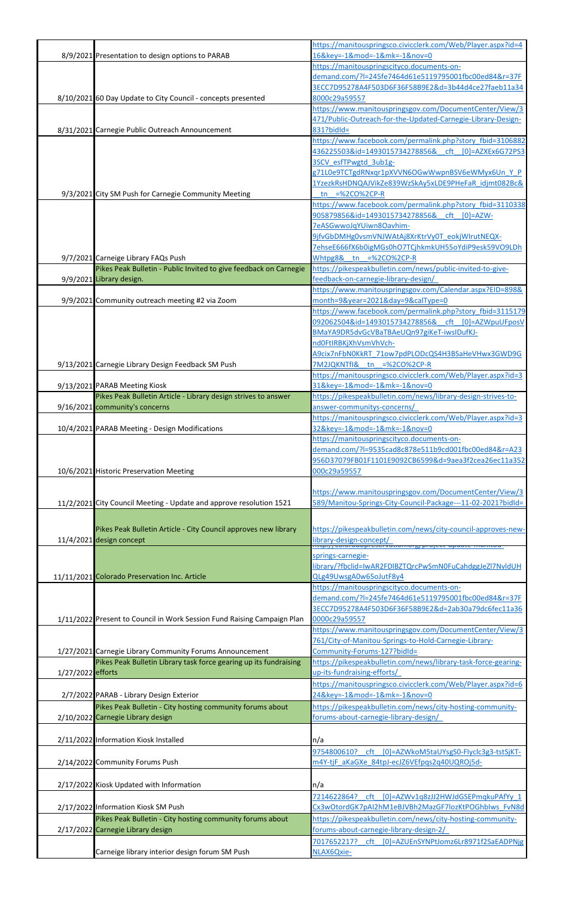| | | |
|---|---|---|
| 8/9/2021 | Presentation to design options to PARAB | https://manitouspringsco.civicclerk.com/Web/Player.aspx?id=416&key=-1&mod=-1&mk=-1&nov=0 |
| 8/10/2021 | 60 Day Update to City Council - concepts presented | https://manitouspringscityco.documents-on-demand.com/?l=245fe7464d61e5119795001fbc00ed84&r=37F3ECC7D95278A4F503D6F36F58B9E2&d=3b44d4ce27faeb11a348000c29a59557 |
| 8/31/2021 | Carnegie Public Outreach Announcement | https://www.manitouspringsgov.com/DocumentCenter/View/3471/Public-Outreach-for-the-Updated-Carnegie-Library-Design-831?bidId= |
| 9/3/2021 | City SM Push for Carnegie Community Meeting | https://www.facebook.com/permalink.php?story_fbid=3106882436225503&id=1493015734278856&__cft__[0]=AZXEx6G72PS33SCV_esfTPwgtd_3ub1g-g71L0e9TCTgdRNxqr1pXVVN6OGwWwpnBSV6eWMyx6Un_Y_P1YzezkRsHDNQAJVikZe839WzSkAy5xLDE9PHeFaR_idjmt082Bc&__tn__=%2CO%2CP-R |
| 9/7/2021 | Carneige Library FAQs Push | https://www.facebook.com/permalink.php?story_fbid=3110338905879856&id=1493015734278856&__cft__[0]=AZW-7eASGwwoJqYUiwn8Oavhim-9jfvGbDMHg0vsmVNJWAtAj8XrKtrVy0T_eokjWIrutNEQX-7ehseE666fX6b0igMGs0hO7TCjhkmkUH55oYdiP9esk59VO9LDhWhtpg8&__tn__=%2CO%2CP-R |
| 9/9/2021 | Pikes Peak Bulletin - Public Invited to give feedback on Carnegie Library design. | https://pikespeakbulletin.com/news/public-invited-to-give-feedback-on-carnegie-library-design/ |
| 9/9/2021 | Community outreach meeting #2 via Zoom | https://www.manitouspringsgov.com/Calendar.aspx?EID=898&month=9&year=2021&day=9&calType=0 |
| 9/13/2021 | Carnegie Library Design Feedback SM Push | https://www.facebook.com/permalink.php?story_fbid=3115179092062504&id=1493015734278856&__cft__[0]=AZWpuUFposVBMaYA9DR5dvGcVBaTBAeUQn97giKeT-iwsIDufKJ-nd0FtIRBKjXhVsmVhVch-A9cix7nFbN0KkRT_71ow7pdPLODcQS4H3BSaHeVHwx3GWD9G7M2JQKNTfI&__tn__=%2CO%2CP-R |
| 9/13/2021 | PARAB Meeting Kiosk | https://manitouspringsco.civicclerk.com/Web/Player.aspx?id=331&key=-1&mod=-1&mk=-1&nov=0 |
| 9/16/2021 | Pikes Peak Bulletin Article - Library design strives to answer community's concerns | https://pikespeakbulletin.com/news/library-design-strives-to-answer-communitys-concerns/ |
| 10/4/2021 | PARAB Meeting - Design Modifications | https://manitouspringsco.civicclerk.com/Web/Player.aspx?id=332&key=-1&mod=-1&mk=-1&nov=0 |
| 10/6/2021 | Historic Preservation Meeting | https://manitouspringscityco.documents-on-demand.com/?l=9535cad8c878e511b9cd001fbc00ed84&r=A23956D37079FB01F1101E9092CB6599&d=9aea3f2cea26ec11a352000c29a59557 |
| 11/2/2021 | City Council Meeting - Update and approve resolution 1521 | https://www.manitouspringsgov.com/DocumentCenter/View/3589/Manitou-Springs-City-Council-Package---11-02-2021?bidId= |
| 11/4/2021 | Pikes Peak Bulletin Article - City Council approves new library design concept | https://pikespeakbulletin.com/news/city-council-approves-new-library-design-concept/ |
| 11/11/2021 | Colorado Preservation Inc. Article | https://coloradopreservation.org/project-update-manitou-springs-carnegie-library/?fbclid=IwAR2FDlBZTQrcPwSmN0FuCahdggJeZl7NvldUHQLg49UwsgA0w65oJutF8y4 |
| 1/11/2022 | Present to Council in Work Session Fund Raising Campaign Plan | https://manitouspringscityco.documents-on-demand.com/?l=245fe7464d61e5119795001fbc00ed84&r=37F3ECC7D95278A4F503D6F36F58B9E2&d=2ab30a79dc6fec11a360000c29a59557 |
| 1/27/2021 | Carnegie Library Community Forums Announcement | https://www.manitouspringsgov.com/DocumentCenter/View/3761/City-of-Manitou-Springs-to-Hold-Carnegie-Library-Community-Forums-127?bidId= |
| 1/27/2022 | Pikes Peak Bulletin Library task force gearing up its fundraising efforts | https://pikespeakbulletin.com/news/library-task-force-gearing-up-its-fundraising-efforts/ |
| 2/7/2022 | PARAB - Library Design Exterior | https://manitouspringsco.civicclerk.com/Web/Player.aspx?id=624&key=-1&mod=-1&mk=-1&nov=0 |
| 2/10/2022 | Pikes Peak Bulletin - City hosting community forums about Carnegie Library design | https://pikespeakbulletin.com/news/city-hosting-community-forums-about-carnegie-library-design/ |
| 2/11/2022 | Information Kiosk Installed | n/a |
| 2/14/2022 | Community Forums Push | 9754800610?__cft__[0]=AZWkoM5taUYsgS0-FIyclc3g3-tstSjKT-m4Y-tjF_aKaGXe_84tpJ-ecJZ6VEfpqs2q40UQROj5d- |
| 2/17/2022 | Kiosk Updated with Information | n/a |
| 2/17/2022 | Information Kiosk SM Push | 7214622864?__cft__[0]=AZWv1q8zJJ2HWJdGSEPmqkuPAfYy_1Cx3wOtordGK7pAI2hM1eBJVBh2MazGF7lozKtPOGhblws_FvN8d |
| 2/17/2022 | Pikes Peak Bulletin - City hosting community forums about Carnegie Library design | https://pikespeakbulletin.com/news/city-hosting-community-forums-about-carnegie-library-design-2/ |
| | Carneige library interior design forum SM Push | 7017652217?__cft__[0]=AZUEnSYNPtJomz6Lr8971f2SaEADPNjgNLAX6Qxie- |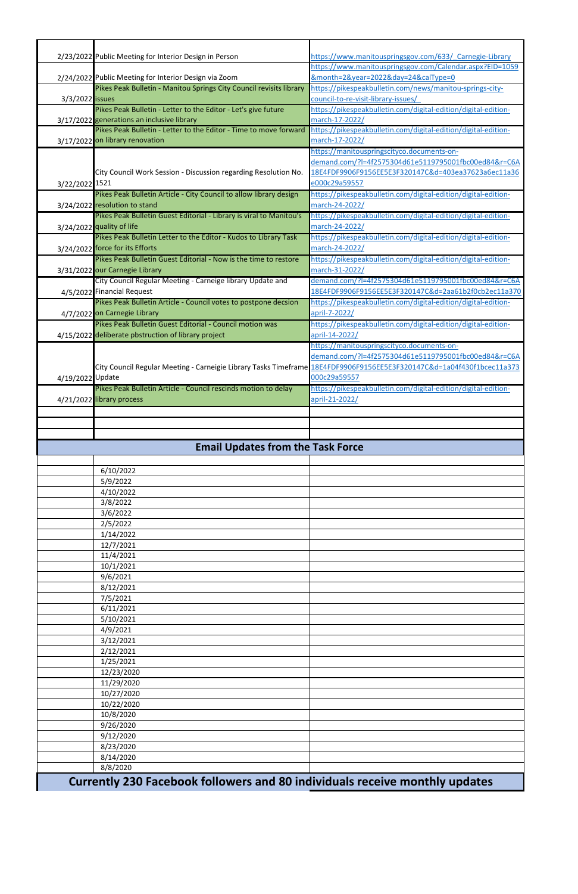| | | |
|---|---|---|
| 2/23/2022 | Public Meeting for Interior Design in Person | https://www.manitouspringsgov.com/633/_Carnegie-Library |
| 2/24/2022 | Public Meeting for Interior Design via Zoom | https://www.manitouspringsgov.com/Calendar.aspx?EID=1059&month=2&year=2022&day=24&calType=0 |
| 3/3/2022 | Pikes Peak Bulletin - Manitou Springs City Council revisits library issues | https://pikespeakbulletin.com/news/manitou-springs-city-council-to-re-visit-library-issues/ |
| 3/17/2022 | Pikes Peak Bulletin - Letter to the Editor - Let's give future generations an inclusive library | https://pikespeakbulletin.com/digital-edition/digital-edition-march-17-2022/ |
| 3/17/2022 | Pikes Peak Bulletin - Letter to the Editor - Time to move forward on library renovation | https://pikespeakbulletin.com/digital-edition/digital-edition-march-17-2022/ |
| 3/22/2022 | City Council Work Session - Discussion regarding Resolution No. 1521 | https://manitouspringscityco.documents-on-demand.com/?l=4f2575304d61e5119795001fbc00ed84&r=C6A18E4FDF9906F9156EE5E3F320147C&d=403ea37623a6ec11a36e000c29a59557 |
| 3/24/2022 | Pikes Peak Bulletin Article - City Council to allow library design resolution to stand | https://pikespeakbulletin.com/digital-edition/digital-edition-march-24-2022/ |
| 3/24/2022 | Pikes Peak Bulletin Guest Editorial - Library is viral to Manitou's quality of life | https://pikespeakbulletin.com/digital-edition/digital-edition-march-24-2022/ |
| 3/24/2022 | Pikes Peak Bulletin Letter to the Editor - Kudos to Library Task force for its Efforts | https://pikespeakbulletin.com/digital-edition/digital-edition-march-24-2022/ |
| 3/31/2022 | Pikes Peak Bulletin Guest Editorial - Now is the time to restore our Carnegie Library | https://pikespeakbulletin.com/digital-edition/digital-edition-march-31-2022/ |
| 4/5/2022 | City Council Regular Meeting - Carneige library Update and Financial Request | demand.com/?l=4f2575304d61e5119795001fbc00ed84&r=C6A18E4FDF9906F9156EE5E3F320147C&d=2aa61b2f0cb2ec11a370 |
| 4/7/2022 | Pikes Peak Bulletin Article - Council votes to postpone decsion on Carnegie Library | https://pikespeakbulletin.com/digital-edition/digital-edition-april-7-2022/ |
| 4/15/2022 | Pikes Peak Bulletin Guest Editorial - Council motion was deliberate pbstruction of library project | https://pikespeakbulletin.com/digital-edition/digital-edition-april-14-2022/ |
| 4/19/2022 | City Council Regular Meeting - Carneigie Library Tasks Timeframe Update | https://manitouspringscityco.documents-on-demand.com/?l=4f2575304d61e5119795001fbc00ed84&r=C6A18E4FDF9906F9156EE5E3F320147C&d=1a04f430f1bcec11a373000c29a59557 |
| 4/21/2022 | Pikes Peak Bulletin Article - Council rescinds motion to delay library process | https://pikespeakbulletin.com/digital-edition/digital-edition-april-21-2022/ |
| | | |
| | | |
| | | |

## Email Updates from the Task Force

| | | |
|---|---|---|
| | | |
| | 6/10/2022 | |
| | 5/9/2022 | |
| | 4/10/2022 | |
| | 3/8/2022 | |
| | 3/6/2022 | |
| | 2/5/2022 | |
| | 1/14/2022 | |
| | 12/7/2021 | |
| | 11/4/2021 | |
| | 10/1/2021 | |
| | 9/6/2021 | |
| | 8/12/2021 | |
| | 7/5/2021 | |
| | 6/11/2021 | |
| | 5/10/2021 | |
| | 4/9/2021 | |
| | 3/12/2021 | |
| | 2/12/2021 | |
| | 1/25/2021 | |
| | 12/23/2020 | |
| | 11/29/2020 | |
| | 10/27/2020 | |
| | 10/22/2020 | |
| | 10/8/2020 | |
| | 9/26/2020 | |
| | 9/12/2020 | |
| | 8/23/2020 | |
| | 8/14/2020 | |
| | 8/8/2020 | |

**Currently 230 Facebook followers and 80 individuals receive monthly updates**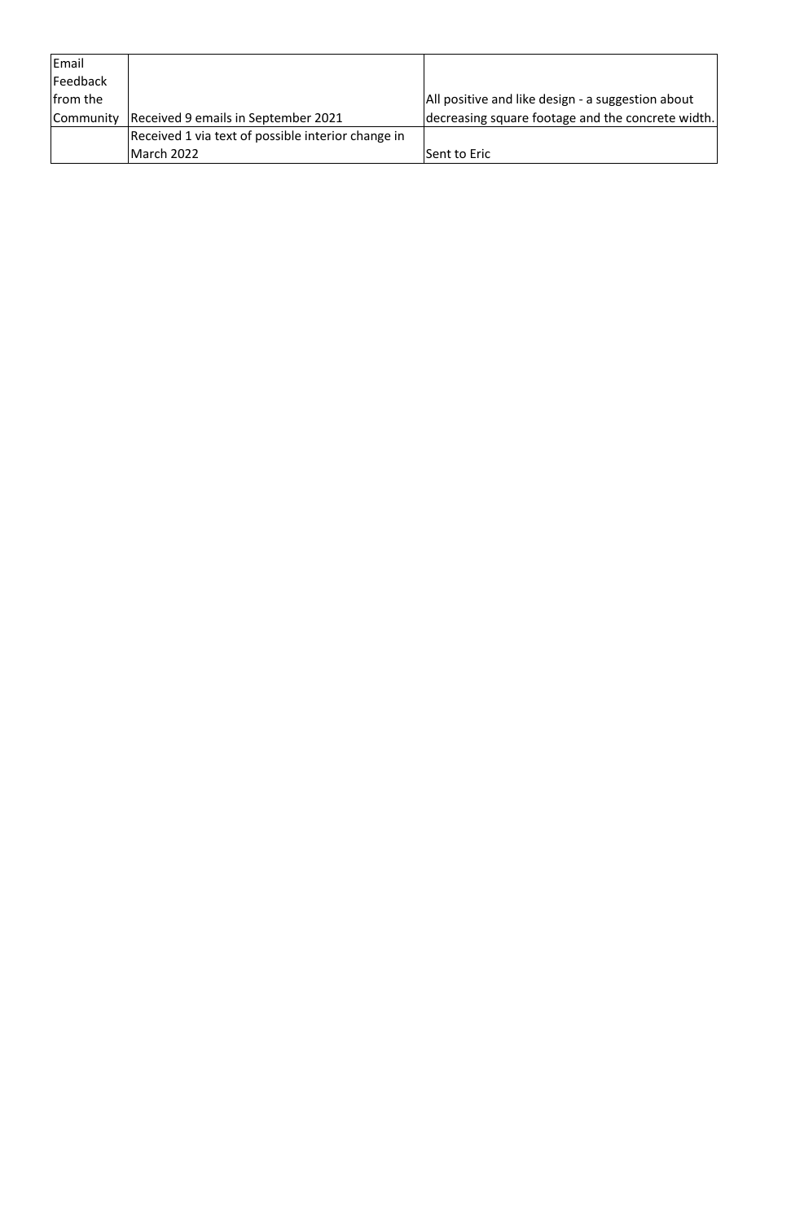| | | |
|---|---|---|
| Email Feedback from the Community | Received 9 emails in September 2021 | All positive and like design - a suggestion about decreasing square footage and the concrete width. |
| | Received 1 via text of possible interior change in March 2022 | Sent to Eric |